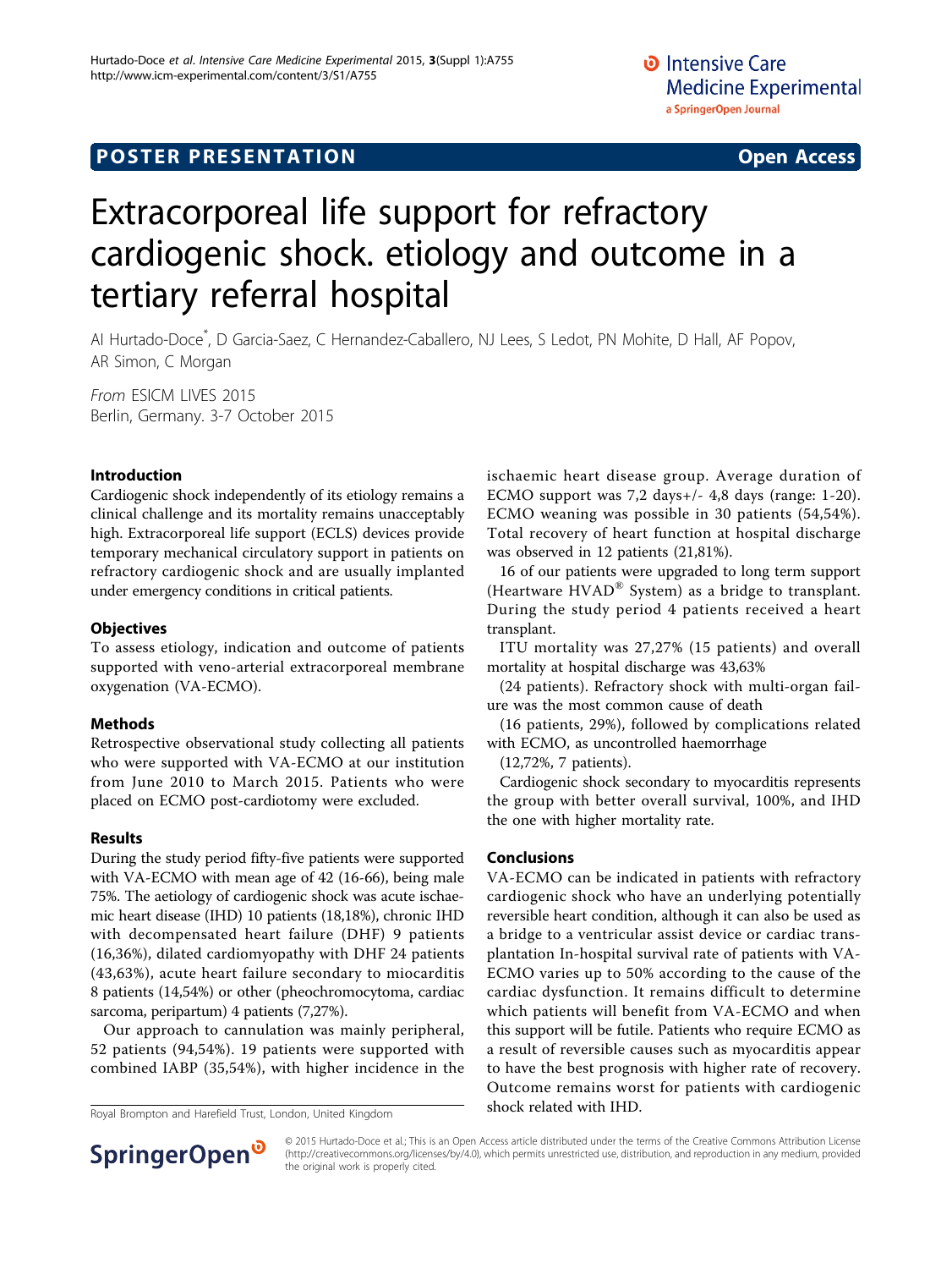**POSTER PRESENTATION** **Open Access**

# Extracorporeal life support for refractory cardiogenic shock. etiology and outcome in a tertiary referral hospital

AI Hurtado-Doce*, D Garcia-Saez, C Hernandez-Caballero, NJ Lees, S Ledot, PN Mohite, D Hall, AF Popov, AR Simon, C Morgan

*From* ESICM LIVES 2015
Berlin, Germany. 3-7 October 2015

## Introduction

Cardiogenic shock independently of its etiology remains a clinical challenge and its mortality remains unacceptably high. Extracorporeal life support (ECLS) devices provide temporary mechanical circulatory support in patients on refractory cardiogenic shock and are usually implanted under emergency conditions in critical patients.

## Objectives

To assess etiology, indication and outcome of patients supported with veno-arterial extracorporeal membrane oxygenation (VA-ECMO).

## Methods

Retrospective observational study collecting all patients who were supported with VA-ECMO at our institution from June 2010 to March 2015. Patients who were placed on ECMO post-cardiotomy were excluded.

## Results

During the study period fifty-five patients were supported with VA-ECMO with mean age of 42 (16-66), being male 75%. The aetiology of cardiogenic shock was acute ischaemic heart disease (IHD) 10 patients (18,18%), chronic IHD with decompensated heart failure (DHF) 9 patients (16,36%), dilated cardiomyopathy with DHF 24 patients (43,63%), acute heart failure secondary to miocarditis 8 patients (14,54%) or other (pheochromocytoma, cardiac sarcoma, peripartum) 4 patients (7,27%).

Our approach to cannulation was mainly peripheral, 52 patients (94,54%). 19 patients were supported with combined IABP (35,54%), with higher incidence in the ischaemic heart disease group. Average duration of ECMO support was 7,2 days+/- 4,8 days (range: 1-20). ECMO weaning was possible in 30 patients (54,54%). Total recovery of heart function at hospital discharge was observed in 12 patients (21,81%).

16 of our patients were upgraded to long term support (Heartware HVAD® System) as a bridge to transplant. During the study period 4 patients received a heart transplant.

ITU mortality was 27,27% (15 patients) and overall mortality at hospital discharge was 43,63%

(24 patients). Refractory shock with multi-organ failure was the most common cause of death

(16 patients, 29%), followed by complications related with ECMO, as uncontrolled haemorrhage

(12,72%, 7 patients).

Cardiogenic shock secondary to myocarditis represents the group with better overall survival, 100%, and IHD the one with higher mortality rate.

## Conclusions

VA-ECMO can be indicated in patients with refractory cardiogenic shock who have an underlying potentially reversible heart condition, although it can also be used as a bridge to a ventricular assist device or cardiac transplantation In-hospital survival rate of patients with VA-ECMO varies up to 50% according to the cause of the cardiac dysfunction. It remains difficult to determine which patients will benefit from VA-ECMO and when this support will be futile. Patients who require ECMO as a result of reversible causes such as myocarditis appear to have the best prognosis with higher rate of recovery. Outcome remains worst for patients with cardiogenic shock related with IHD.

Royal Brompton and Harefield Trust, London, United Kingdom

© 2015 Hurtado-Doce et al.; This is an Open Access article distributed under the terms of the Creative Commons Attribution License (http://creativecommons.org/licenses/by/4.0), which permits unrestricted use, distribution, and reproduction in any medium, provided the original work is properly cited.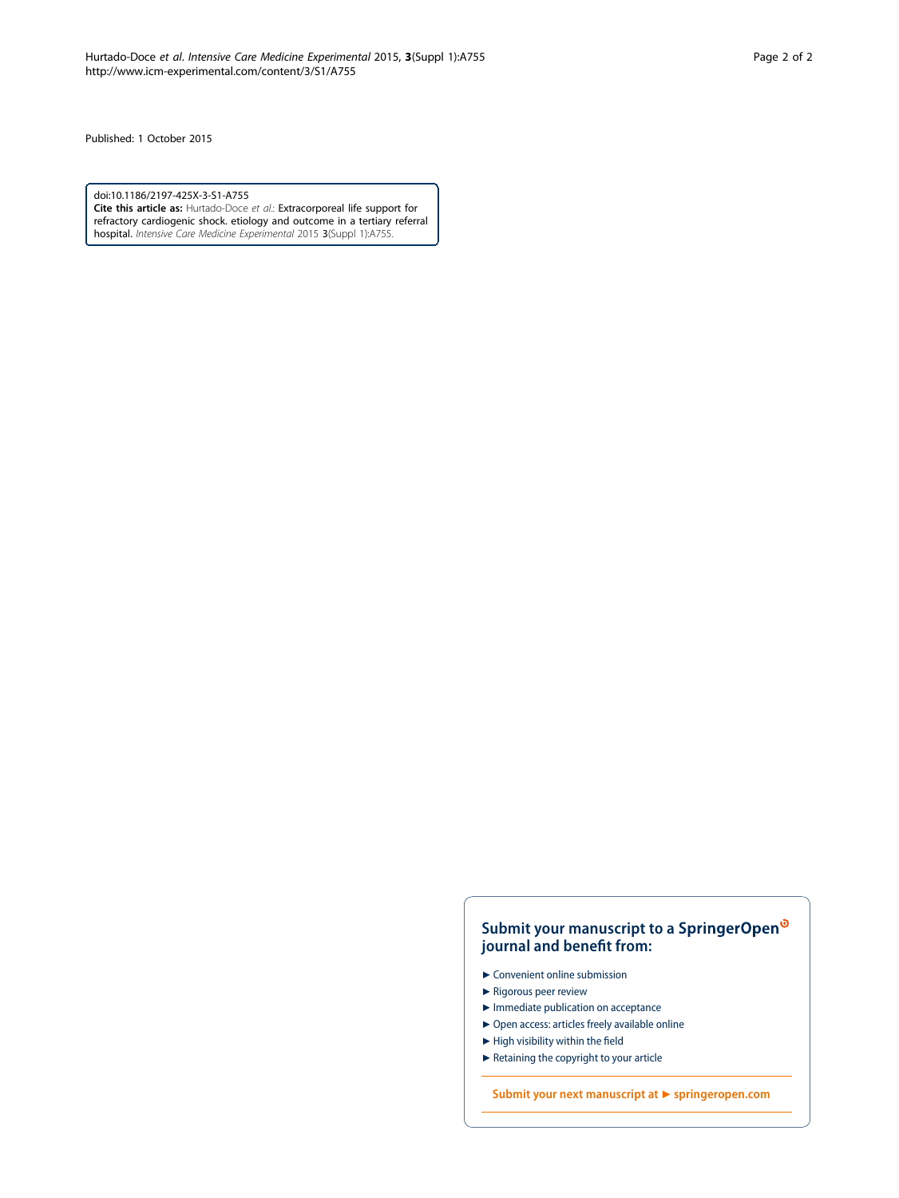Published: 1 October 2015

doi:10.1186/2197-425X-3-S1-A755
**Cite this article as:** Hurtado-Doce *et al.*: Extracorporeal life support for refractory cardiogenic shock. etiology and outcome in a tertiary referral hospital. *Intensive Care Medicine Experimental* 2015 **3**(Suppl 1):A755.

**Submit your manuscript to a SpringerOpen journal and benefit from:**

- ► Convenient online submission
- ► Rigorous peer review
- ► Immediate publication on acceptance
- ► Open access: articles freely available online
- ► High visibility within the field
- ► Retaining the copyright to your article

**Submit your next manuscript at ► springeropen.com**